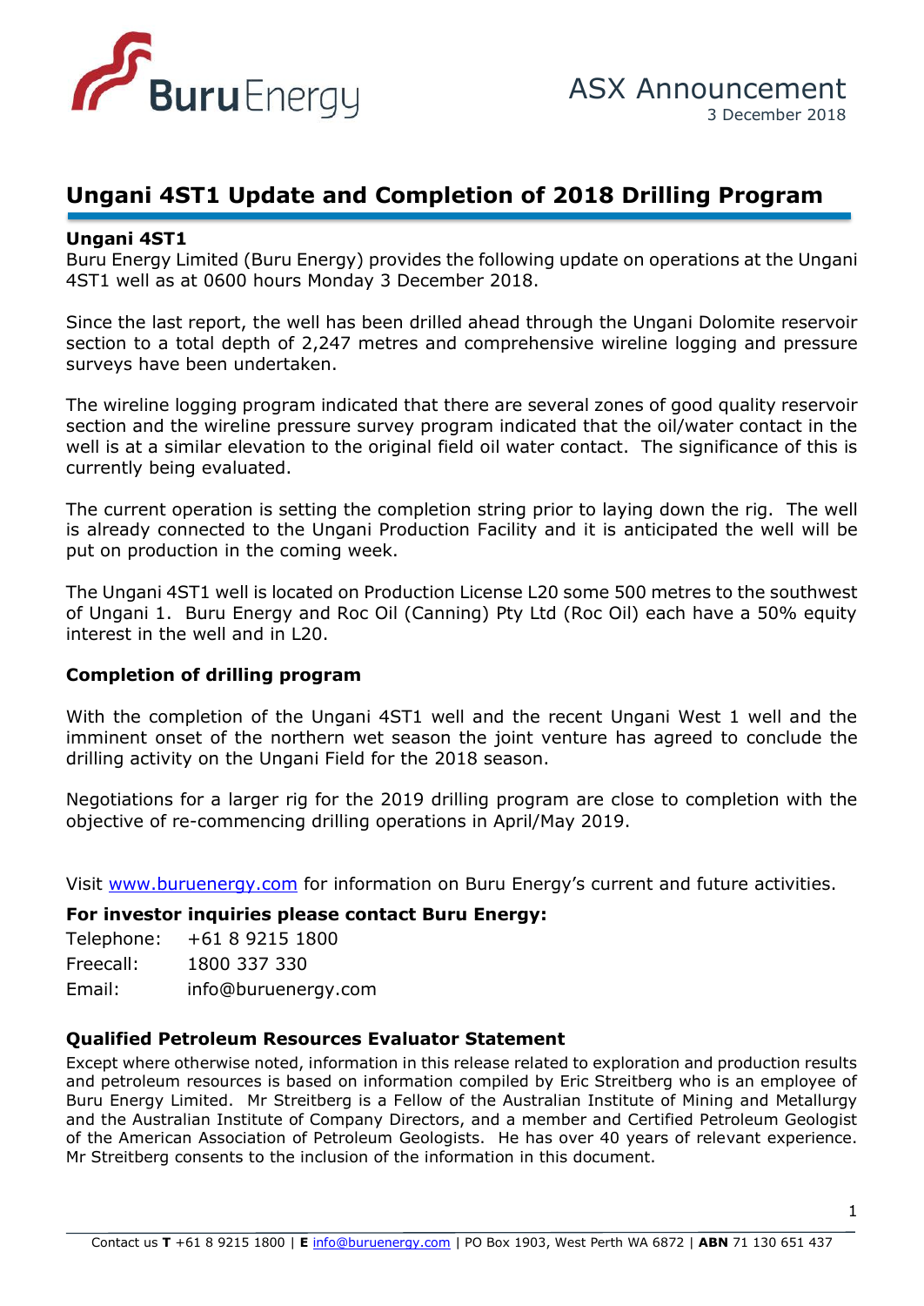Buru Energy

ASX Announcement
3 December 2018

# Ungani 4ST1 Update and Completion of 2018 Drilling Program

## Ungani 4ST1

Buru Energy Limited (Buru Energy) provides the following update on operations at the Ungani 4ST1 well as at 0600 hours Monday 3 December 2018.

Since the last report, the well has been drilled ahead through the Ungani Dolomite reservoir section to a total depth of 2,247 metres and comprehensive wireline logging and pressure surveys have been undertaken.

The wireline logging program indicated that there are several zones of good quality reservoir section and the wireline pressure survey program indicated that the oil/water contact in the well is at a similar elevation to the original field oil water contact. The significance of this is currently being evaluated.

The current operation is setting the completion string prior to laying down the rig. The well is already connected to the Ungani Production Facility and it is anticipated the well will be put on production in the coming week.

The Ungani 4ST1 well is located on Production License L20 some 500 metres to the southwest of Ungani 1. Buru Energy and Roc Oil (Canning) Pty Ltd (Roc Oil) each have a 50% equity interest in the well and in L20.

## Completion of drilling program

With the completion of the Ungani 4ST1 well and the recent Ungani West 1 well and the imminent onset of the northern wet season the joint venture has agreed to conclude the drilling activity on the Ungani Field for the 2018 season.

Negotiations for a larger rig for the 2019 drilling program are close to completion with the objective of re-commencing drilling operations in April/May 2019.

Visit www.buruenergy.com for information on Buru Energy's current and future activities.

**For investor inquiries please contact Buru Energy:**

Telephone: +61 8 9215 1800
Freecall: 1800 337 330
Email: info@buruenergy.com

**Qualified Petroleum Resources Evaluator Statement**

Except where otherwise noted, information in this release related to exploration and production results and petroleum resources is based on information compiled by Eric Streitberg who is an employee of Buru Energy Limited. Mr Streitberg is a Fellow of the Australian Institute of Mining and Metallurgy and the Australian Institute of Company Directors, and a member and Certified Petroleum Geologist of the American Association of Petroleum Geologists. He has over 40 years of relevant experience. Mr Streitberg consents to the inclusion of the information in this document.

Contact us **T** +61 8 9215 1800 | **E** info@buruenergy.com | PO Box 1903, West Perth WA 6872 | **ABN** 71 130 651 437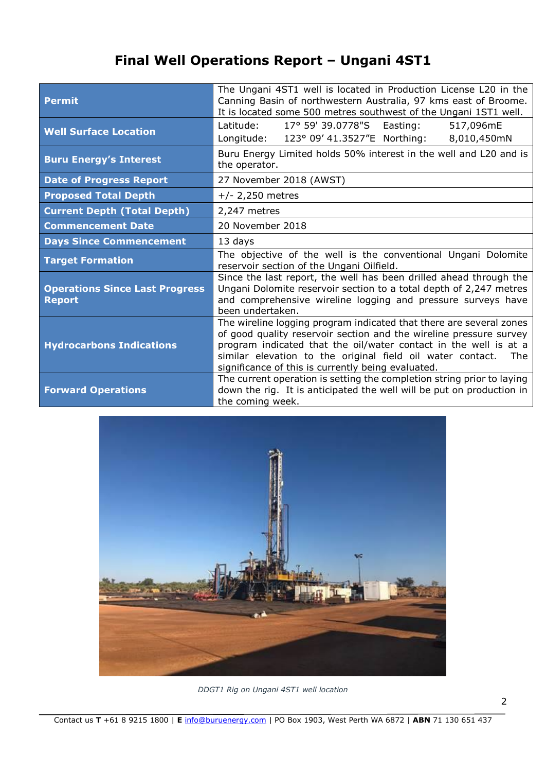# Final Well Operations Report – Ungani 4ST1

| | |
|---|---|
| **Permit** | The Ungani 4ST1 well is located in Production License L20 in the Canning Basin of northwestern Australia, 97 kms east of Broome. It is located some 500 metres southwest of the Ungani 1ST1 well. |
| **Well Surface Location** | Latitude: 17° 59' 39.0778"S Easting: 517,096mE<br>Longitude: 123° 09' 41.3527"E Northing: 8,010,450mN |
| **Buru Energy's Interest** | Buru Energy Limited holds 50% interest in the well and L20 and is the operator. |
| **Date of Progress Report** | 27 November 2018 (AWST) |
| **Proposed Total Depth** | +/- 2,250 metres |
| **Current Depth (Total Depth)** | 2,247 metres |
| **Commencement Date** | 20 November 2018 |
| **Days Since Commencement** | 13 days |
| **Target Formation** | The objective of the well is the conventional Ungani Dolomite reservoir section of the Ungani Oilfield. |
| **Operations Since Last Progress Report** | Since the last report, the well has been drilled ahead through the Ungani Dolomite reservoir section to a total depth of 2,247 metres and comprehensive wireline logging and pressure surveys have been undertaken. |
| **Hydrocarbons Indications** | The wireline logging program indicated that there are several zones of good quality reservoir section and the wireline pressure survey program indicated that the oil/water contact in the well is at a similar elevation to the original field oil water contact. The significance of this is currently being evaluated. |
| **Forward Operations** | The current operation is setting the completion string prior to laying down the rig. It is anticipated the well will be put on production in the coming week. |

*DDGT1 Rig on Ungani 4ST1 well location*

Contact us **T** +61 8 9215 1800 | **E** info@buruenergy.com | PO Box 1903, West Perth WA 6872 | **ABN** 71 130 651 437